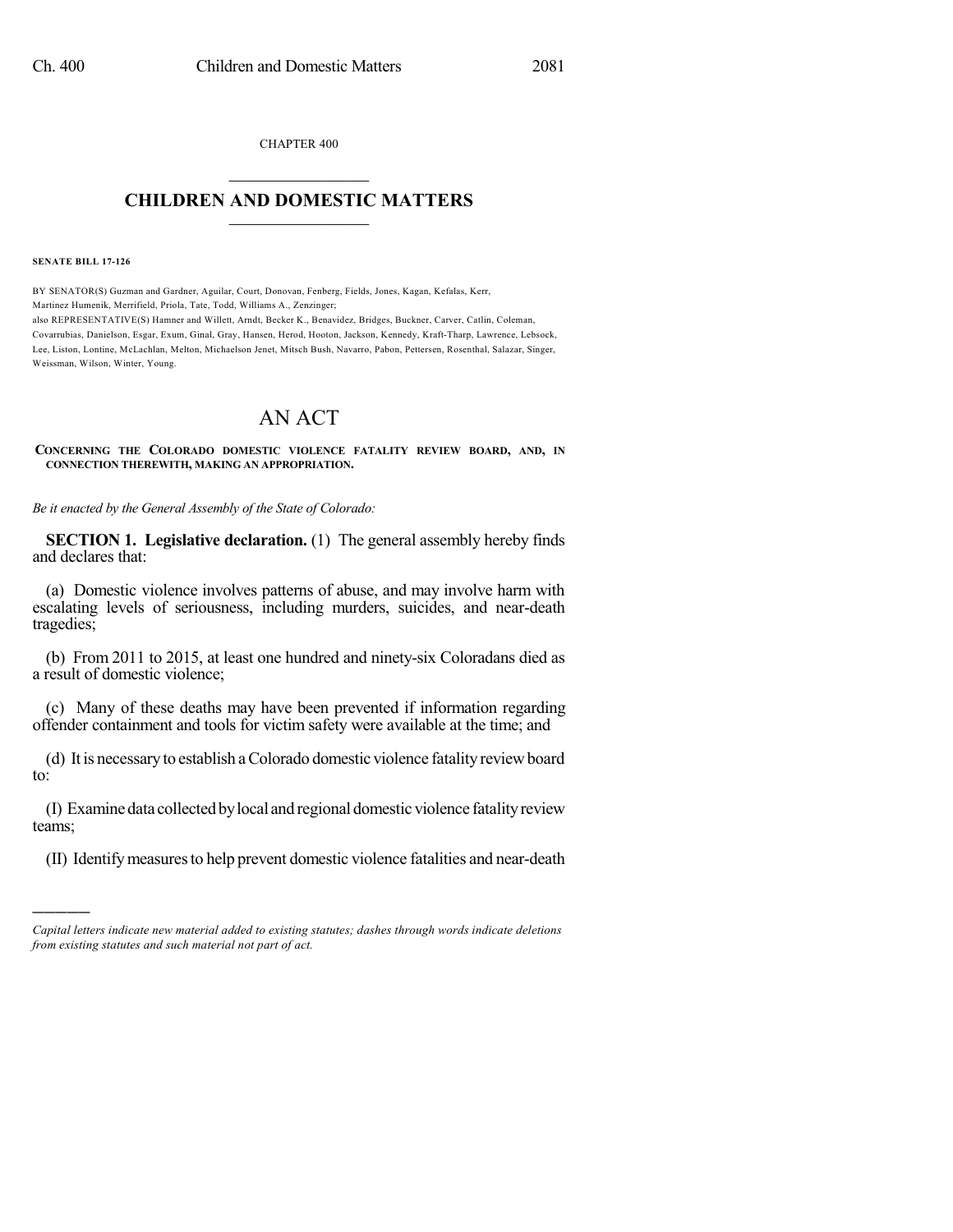CHAPTER 400

# CHILDREN AND DOMESTIC MATTERS

**SENATE BILL 17-126**

BY SENATOR(S) Guzman and Gardner, Aguilar, Court, Donovan, Fenberg, Fields, Jones, Kagan, Kefalas, Kerr, Martinez Humenik, Merrifield, Priola, Tate, Todd, Williams A., Zenzinger;
also REPRESENTATIVE(S) Hamner and Willett, Arndt, Becker K., Benavidez, Bridges, Buckner, Carver, Catlin, Coleman, Covarrubias, Danielson, Esgar, Exum, Ginal, Gray, Hansen, Herod, Hooton, Jackson, Kennedy, Kraft-Tharp, Lawrence, Lebsock, Lee, Liston, Lontine, McLachlan, Melton, Michaelson Jenet, Mitsch Bush, Navarro, Pabon, Pettersen, Rosenthal, Salazar, Singer, Weissman, Wilson, Winter, Young.

# AN ACT

**CONCERNING THE COLORADO DOMESTIC VIOLENCE FATALITY REVIEW BOARD, AND, IN CONNECTION THEREWITH, MAKING AN APPROPRIATION.**

*Be it enacted by the General Assembly of the State of Colorado:*

**SECTION 1. Legislative declaration.** (1) The general assembly hereby finds and declares that:

(a) Domestic violence involves patterns of abuse, and may involve harm with escalating levels of seriousness, including murders, suicides, and near-death tragedies;

(b) From 2011 to 2015, at least one hundred and ninety-six Coloradans died as a result of domestic violence;

(c) Many of these deaths may have been prevented if information regarding offender containment and tools for victim safety were available at the time; and

(d) It is necessary to establish a Colorado domestic violence fatality review board to:

(I) Examine data collected by local and regional domestic violence fatality review teams;

(II) Identify measures to help prevent domestic violence fatalities and near-death

---

*Capital letters indicate new material added to existing statutes; dashes through words indicate deletions from existing statutes and such material not part of act.*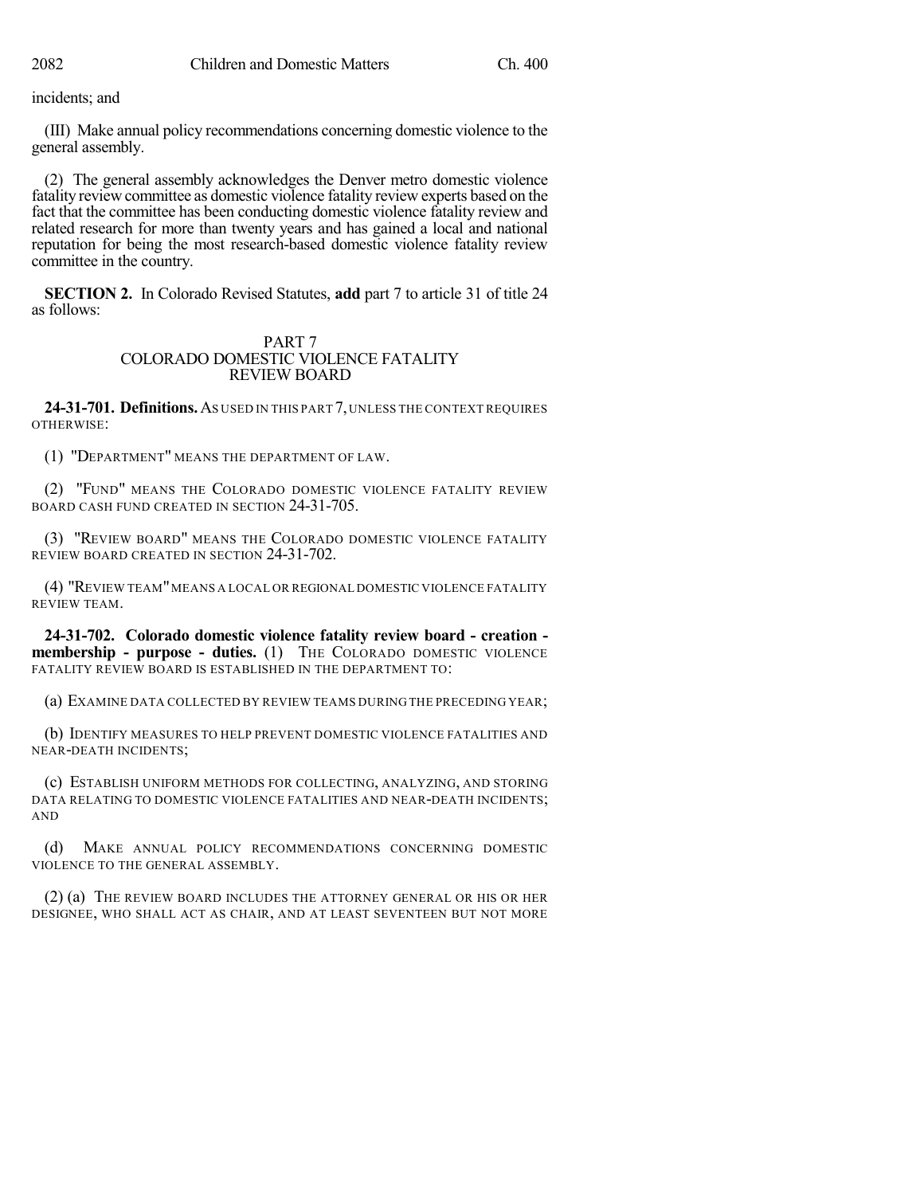incidents; and

(III) Make annual policy recommendations concerning domestic violence to the general assembly.

(2) The general assembly acknowledges the Denver metro domestic violence fatality review committee as domestic violence fatality review experts based on the fact that the committee has been conducting domestic violence fatality review and related research for more than twenty years and has gained a local and national reputation for being the most research-based domestic violence fatality review committee in the country.

**SECTION 2.** In Colorado Revised Statutes, **add** part 7 to article 31 of title 24 as follows:

PART 7
COLORADO DOMESTIC VIOLENCE FATALITY REVIEW BOARD

**24-31-701. Definitions.** AS USED IN THIS PART 7, UNLESS THE CONTEXT REQUIRES OTHERWISE:

(1) "DEPARTMENT" MEANS THE DEPARTMENT OF LAW.

(2) "FUND" MEANS THE COLORADO DOMESTIC VIOLENCE FATALITY REVIEW BOARD CASH FUND CREATED IN SECTION 24-31-705.

(3) "REVIEW BOARD" MEANS THE COLORADO DOMESTIC VIOLENCE FATALITY REVIEW BOARD CREATED IN SECTION 24-31-702.

(4) "REVIEW TEAM" MEANS A LOCAL OR REGIONAL DOMESTIC VIOLENCE FATALITY REVIEW TEAM.

**24-31-702. Colorado domestic violence fatality review board - creation - membership - purpose - duties.** (1) THE COLORADO DOMESTIC VIOLENCE FATALITY REVIEW BOARD IS ESTABLISHED IN THE DEPARTMENT TO:

(a) EXAMINE DATA COLLECTED BY REVIEW TEAMS DURING THE PRECEDING YEAR;

(b) IDENTIFY MEASURES TO HELP PREVENT DOMESTIC VIOLENCE FATALITIES AND NEAR-DEATH INCIDENTS;

(c) ESTABLISH UNIFORM METHODS FOR COLLECTING, ANALYZING, AND STORING DATA RELATING TO DOMESTIC VIOLENCE FATALITIES AND NEAR-DEATH INCIDENTS; AND

(d) MAKE ANNUAL POLICY RECOMMENDATIONS CONCERNING DOMESTIC VIOLENCE TO THE GENERAL ASSEMBLY.

(2) (a) THE REVIEW BOARD INCLUDES THE ATTORNEY GENERAL OR HIS OR HER DESIGNEE, WHO SHALL ACT AS CHAIR, AND AT LEAST SEVENTEEN BUT NOT MORE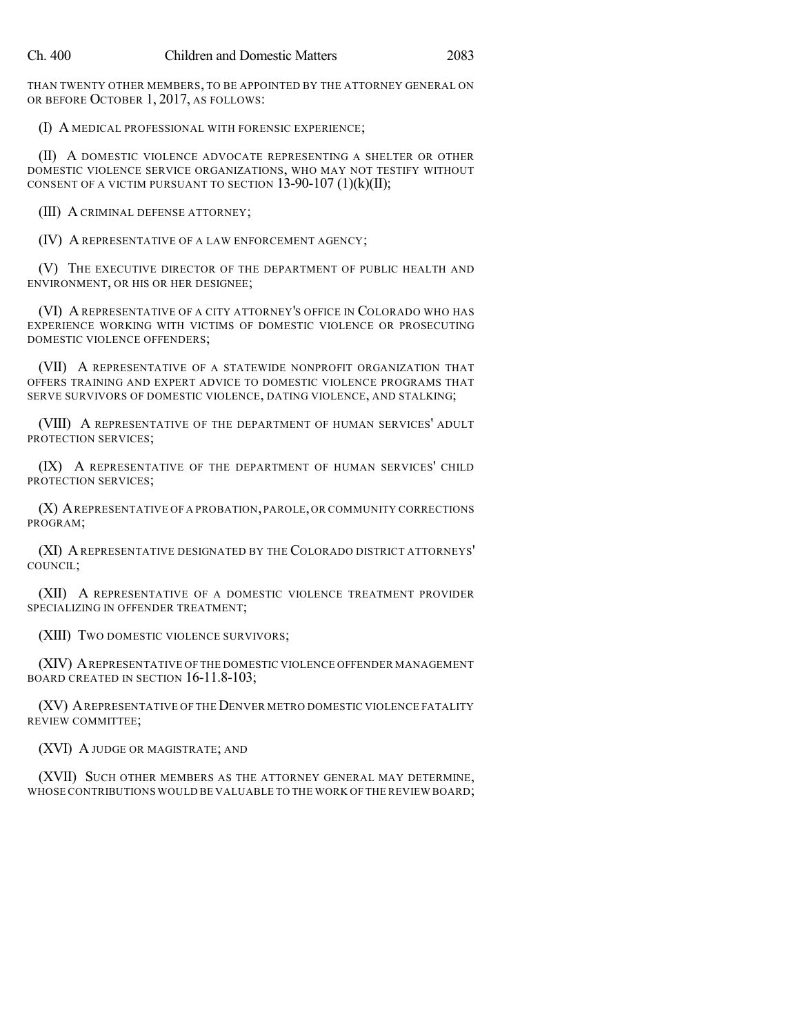THAN TWENTY OTHER MEMBERS, TO BE APPOINTED BY THE ATTORNEY GENERAL ON OR BEFORE OCTOBER 1, 2017, AS FOLLOWS:

(I) A MEDICAL PROFESSIONAL WITH FORENSIC EXPERIENCE;

(II) A DOMESTIC VIOLENCE ADVOCATE REPRESENTING A SHELTER OR OTHER DOMESTIC VIOLENCE SERVICE ORGANIZATIONS, WHO MAY NOT TESTIFY WITHOUT CONSENT OF A VICTIM PURSUANT TO SECTION 13-90-107 (1)(k)(II);

(III) A CRIMINAL DEFENSE ATTORNEY;

(IV) A REPRESENTATIVE OF A LAW ENFORCEMENT AGENCY;

(V) THE EXECUTIVE DIRECTOR OF THE DEPARTMENT OF PUBLIC HEALTH AND ENVIRONMENT, OR HIS OR HER DESIGNEE;

(VI) A REPRESENTATIVE OF A CITY ATTORNEY'S OFFICE IN COLORADO WHO HAS EXPERIENCE WORKING WITH VICTIMS OF DOMESTIC VIOLENCE OR PROSECUTING DOMESTIC VIOLENCE OFFENDERS;

(VII) A REPRESENTATIVE OF A STATEWIDE NONPROFIT ORGANIZATION THAT OFFERS TRAINING AND EXPERT ADVICE TO DOMESTIC VIOLENCE PROGRAMS THAT SERVE SURVIVORS OF DOMESTIC VIOLENCE, DATING VIOLENCE, AND STALKING;

(VIII) A REPRESENTATIVE OF THE DEPARTMENT OF HUMAN SERVICES' ADULT PROTECTION SERVICES;

(IX) A REPRESENTATIVE OF THE DEPARTMENT OF HUMAN SERVICES' CHILD PROTECTION SERVICES;

(X) A REPRESENTATIVE OF A PROBATION, PAROLE, OR COMMUNITY CORRECTIONS PROGRAM;

(XI) A REPRESENTATIVE DESIGNATED BY THE COLORADO DISTRICT ATTORNEYS' COUNCIL;

(XII) A REPRESENTATIVE OF A DOMESTIC VIOLENCE TREATMENT PROVIDER SPECIALIZING IN OFFENDER TREATMENT;

(XIII) TWO DOMESTIC VIOLENCE SURVIVORS;

(XIV) A REPRESENTATIVE OF THE DOMESTIC VIOLENCE OFFENDER MANAGEMENT BOARD CREATED IN SECTION 16-11.8-103;

(XV) A REPRESENTATIVE OF THE DENVER METRO DOMESTIC VIOLENCE FATALITY REVIEW COMMITTEE;

(XVI) A JUDGE OR MAGISTRATE; AND

(XVII) SUCH OTHER MEMBERS AS THE ATTORNEY GENERAL MAY DETERMINE, WHOSE CONTRIBUTIONS WOULD BE VALUABLE TO THE WORK OF THE REVIEW BOARD;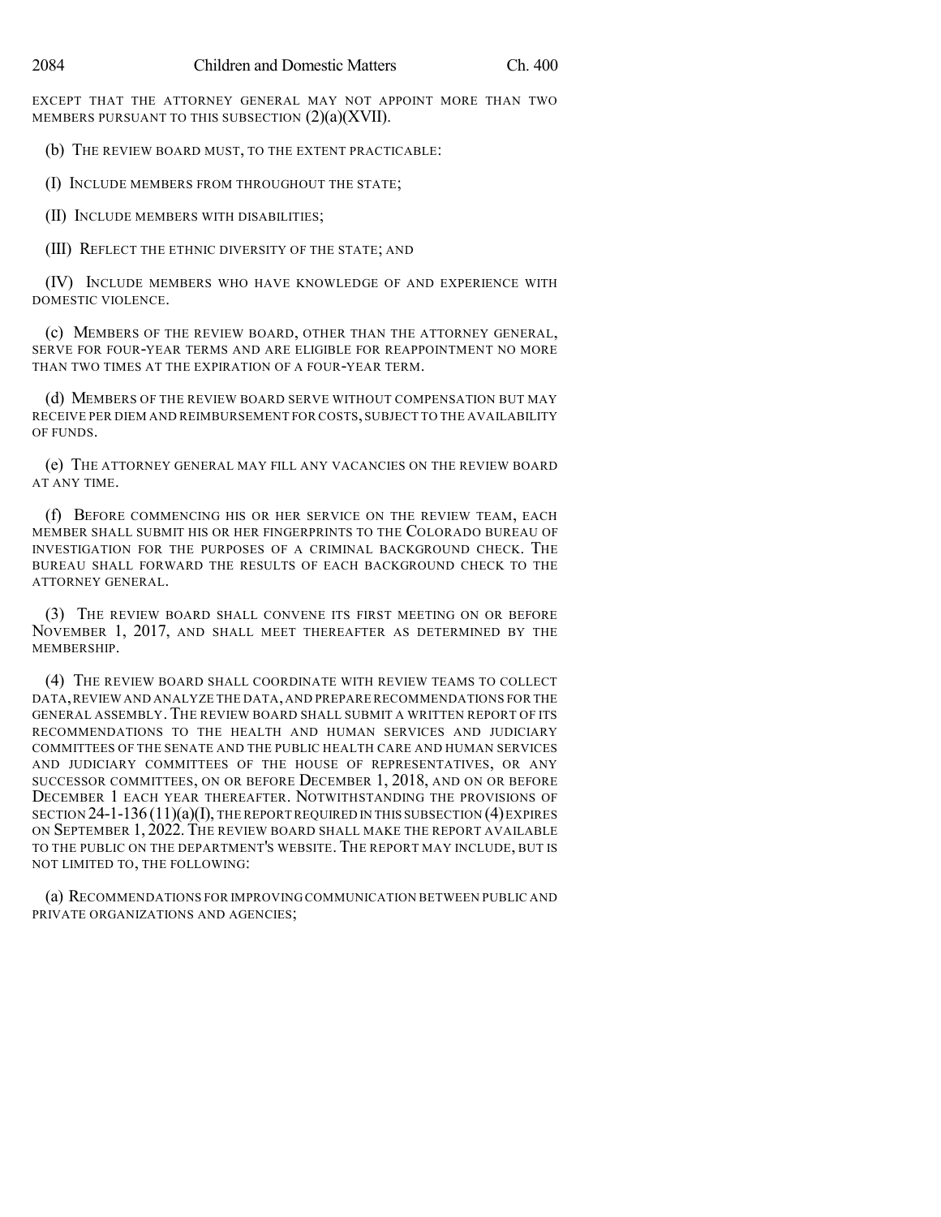EXCEPT THAT THE ATTORNEY GENERAL MAY NOT APPOINT MORE THAN TWO MEMBERS PURSUANT TO THIS SUBSECTION (2)(a)(XVII).

(b) THE REVIEW BOARD MUST, TO THE EXTENT PRACTICABLE:

(I) INCLUDE MEMBERS FROM THROUGHOUT THE STATE;

(II) INCLUDE MEMBERS WITH DISABILITIES;

(III) REFLECT THE ETHNIC DIVERSITY OF THE STATE; AND

(IV) INCLUDE MEMBERS WHO HAVE KNOWLEDGE OF AND EXPERIENCE WITH DOMESTIC VIOLENCE.

(c) MEMBERS OF THE REVIEW BOARD, OTHER THAN THE ATTORNEY GENERAL, SERVE FOR FOUR-YEAR TERMS AND ARE ELIGIBLE FOR REAPPOINTMENT NO MORE THAN TWO TIMES AT THE EXPIRATION OF A FOUR-YEAR TERM.

(d) MEMBERS OF THE REVIEW BOARD SERVE WITHOUT COMPENSATION BUT MAY RECEIVE PER DIEM AND REIMBURSEMENT FOR COSTS, SUBJECT TO THE AVAILABILITY OF FUNDS.

(e) THE ATTORNEY GENERAL MAY FILL ANY VACANCIES ON THE REVIEW BOARD AT ANY TIME.

(f) BEFORE COMMENCING HIS OR HER SERVICE ON THE REVIEW TEAM, EACH MEMBER SHALL SUBMIT HIS OR HER FINGERPRINTS TO THE COLORADO BUREAU OF INVESTIGATION FOR THE PURPOSES OF A CRIMINAL BACKGROUND CHECK. THE BUREAU SHALL FORWARD THE RESULTS OF EACH BACKGROUND CHECK TO THE ATTORNEY GENERAL.

(3) THE REVIEW BOARD SHALL CONVENE ITS FIRST MEETING ON OR BEFORE NOVEMBER 1, 2017, AND SHALL MEET THEREAFTER AS DETERMINED BY THE MEMBERSHIP.

(4) THE REVIEW BOARD SHALL COORDINATE WITH REVIEW TEAMS TO COLLECT DATA, REVIEW AND ANALYZE THE DATA, AND PREPARE RECOMMENDATIONS FOR THE GENERAL ASSEMBLY. THE REVIEW BOARD SHALL SUBMIT A WRITTEN REPORT OF ITS RECOMMENDATIONS TO THE HEALTH AND HUMAN SERVICES AND JUDICIARY COMMITTEES OF THE SENATE AND THE PUBLIC HEALTH CARE AND HUMAN SERVICES AND JUDICIARY COMMITTEES OF THE HOUSE OF REPRESENTATIVES, OR ANY SUCCESSOR COMMITTEES, ON OR BEFORE DECEMBER 1, 2018, AND ON OR BEFORE DECEMBER 1 EACH YEAR THEREAFTER. NOTWITHSTANDING THE PROVISIONS OF SECTION 24-1-136 (11)(a)(I), THE REPORT REQUIRED IN THIS SUBSECTION (4) EXPIRES ON SEPTEMBER 1, 2022. THE REVIEW BOARD SHALL MAKE THE REPORT AVAILABLE TO THE PUBLIC ON THE DEPARTMENT'S WEBSITE. THE REPORT MAY INCLUDE, BUT IS NOT LIMITED TO, THE FOLLOWING:

(a) RECOMMENDATIONS FOR IMPROVING COMMUNICATION BETWEEN PUBLIC AND PRIVATE ORGANIZATIONS AND AGENCIES;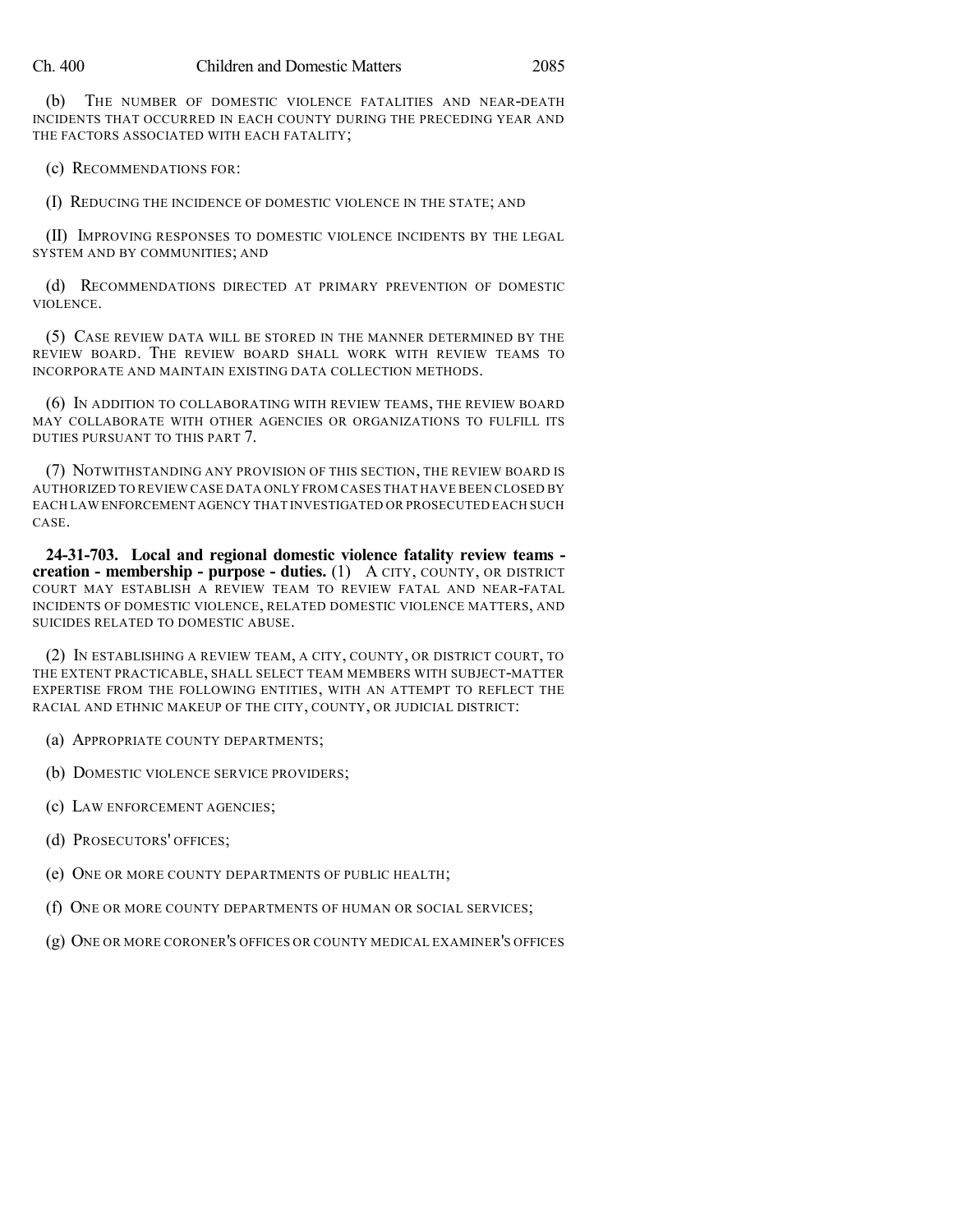(b) THE NUMBER OF DOMESTIC VIOLENCE FATALITIES AND NEAR-DEATH INCIDENTS THAT OCCURRED IN EACH COUNTY DURING THE PRECEDING YEAR AND THE FACTORS ASSOCIATED WITH EACH FATALITY;

(c) RECOMMENDATIONS FOR:

(I) REDUCING THE INCIDENCE OF DOMESTIC VIOLENCE IN THE STATE; AND

(II) IMPROVING RESPONSES TO DOMESTIC VIOLENCE INCIDENTS BY THE LEGAL SYSTEM AND BY COMMUNITIES; AND

(d) RECOMMENDATIONS DIRECTED AT PRIMARY PREVENTION OF DOMESTIC VIOLENCE.

(5) CASE REVIEW DATA WILL BE STORED IN THE MANNER DETERMINED BY THE REVIEW BOARD. THE REVIEW BOARD SHALL WORK WITH REVIEW TEAMS TO INCORPORATE AND MAINTAIN EXISTING DATA COLLECTION METHODS.

(6) IN ADDITION TO COLLABORATING WITH REVIEW TEAMS, THE REVIEW BOARD MAY COLLABORATE WITH OTHER AGENCIES OR ORGANIZATIONS TO FULFILL ITS DUTIES PURSUANT TO THIS PART 7.

(7) NOTWITHSTANDING ANY PROVISION OF THIS SECTION, THE REVIEW BOARD IS AUTHORIZED TO REVIEW CASE DATA ONLY FROM CASES THAT HAVE BEEN CLOSED BY EACH LAW ENFORCEMENT AGENCY THAT INVESTIGATED OR PROSECUTED EACH SUCH CASE.

**24-31-703. Local and regional domestic violence fatality review teams - creation - membership - purpose - duties.** (1) A CITY, COUNTY, OR DISTRICT COURT MAY ESTABLISH A REVIEW TEAM TO REVIEW FATAL AND NEAR-FATAL INCIDENTS OF DOMESTIC VIOLENCE, RELATED DOMESTIC VIOLENCE MATTERS, AND SUICIDES RELATED TO DOMESTIC ABUSE.

(2) IN ESTABLISHING A REVIEW TEAM, A CITY, COUNTY, OR DISTRICT COURT, TO THE EXTENT PRACTICABLE, SHALL SELECT TEAM MEMBERS WITH SUBJECT-MATTER EXPERTISE FROM THE FOLLOWING ENTITIES, WITH AN ATTEMPT TO REFLECT THE RACIAL AND ETHNIC MAKEUP OF THE CITY, COUNTY, OR JUDICIAL DISTRICT:

(a) APPROPRIATE COUNTY DEPARTMENTS;

(b) DOMESTIC VIOLENCE SERVICE PROVIDERS;

(c) LAW ENFORCEMENT AGENCIES;

(d) PROSECUTORS' OFFICES;

(e) ONE OR MORE COUNTY DEPARTMENTS OF PUBLIC HEALTH;

(f) ONE OR MORE COUNTY DEPARTMENTS OF HUMAN OR SOCIAL SERVICES;

(g) ONE OR MORE CORONER'S OFFICES OR COUNTY MEDICAL EXAMINER'S OFFICES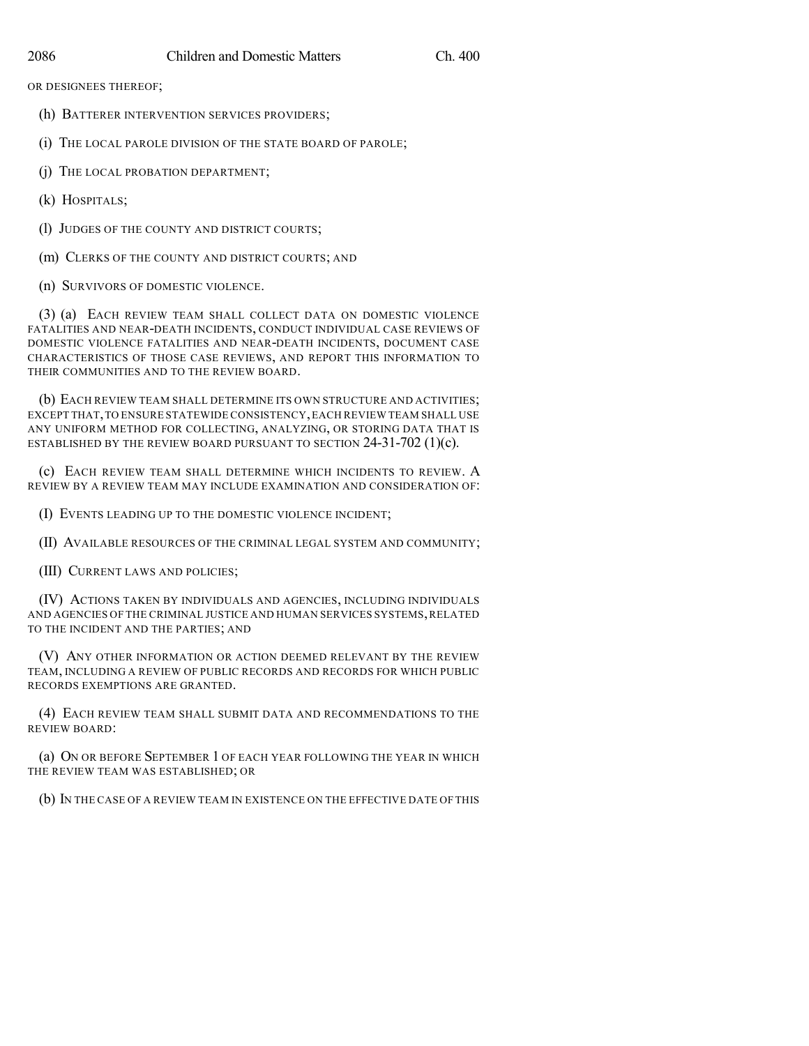OR DESIGNEES THEREOF;

(h) BATTERER INTERVENTION SERVICES PROVIDERS;

(i) THE LOCAL PAROLE DIVISION OF THE STATE BOARD OF PAROLE;

(j) THE LOCAL PROBATION DEPARTMENT;

(k) HOSPITALS;

(l) JUDGES OF THE COUNTY AND DISTRICT COURTS;

(m) CLERKS OF THE COUNTY AND DISTRICT COURTS; AND

(n) SURVIVORS OF DOMESTIC VIOLENCE.

(3) (a) EACH REVIEW TEAM SHALL COLLECT DATA ON DOMESTIC VIOLENCE FATALITIES AND NEAR-DEATH INCIDENTS, CONDUCT INDIVIDUAL CASE REVIEWS OF DOMESTIC VIOLENCE FATALITIES AND NEAR-DEATH INCIDENTS, DOCUMENT CASE CHARACTERISTICS OF THOSE CASE REVIEWS, AND REPORT THIS INFORMATION TO THEIR COMMUNITIES AND TO THE REVIEW BOARD.

(b) EACH REVIEW TEAM SHALL DETERMINE ITS OWN STRUCTURE AND ACTIVITIES; EXCEPT THAT, TO ENSURE STATEWIDE CONSISTENCY, EACH REVIEW TEAM SHALL USE ANY UNIFORM METHOD FOR COLLECTING, ANALYZING, OR STORING DATA THAT IS ESTABLISHED BY THE REVIEW BOARD PURSUANT TO SECTION 24-31-702 (1)(c).

(c) EACH REVIEW TEAM SHALL DETERMINE WHICH INCIDENTS TO REVIEW. A REVIEW BY A REVIEW TEAM MAY INCLUDE EXAMINATION AND CONSIDERATION OF:

(I) EVENTS LEADING UP TO THE DOMESTIC VIOLENCE INCIDENT;

(II) AVAILABLE RESOURCES OF THE CRIMINAL LEGAL SYSTEM AND COMMUNITY;

(III) CURRENT LAWS AND POLICIES;

(IV) ACTIONS TAKEN BY INDIVIDUALS AND AGENCIES, INCLUDING INDIVIDUALS AND AGENCIES OF THE CRIMINAL JUSTICE AND HUMAN SERVICES SYSTEMS, RELATED TO THE INCIDENT AND THE PARTIES; AND

(V) ANY OTHER INFORMATION OR ACTION DEEMED RELEVANT BY THE REVIEW TEAM, INCLUDING A REVIEW OF PUBLIC RECORDS AND RECORDS FOR WHICH PUBLIC RECORDS EXEMPTIONS ARE GRANTED.

(4) EACH REVIEW TEAM SHALL SUBMIT DATA AND RECOMMENDATIONS TO THE REVIEW BOARD:

(a) ON OR BEFORE SEPTEMBER 1 OF EACH YEAR FOLLOWING THE YEAR IN WHICH THE REVIEW TEAM WAS ESTABLISHED; OR

(b) IN THE CASE OF A REVIEW TEAM IN EXISTENCE ON THE EFFECTIVE DATE OF THIS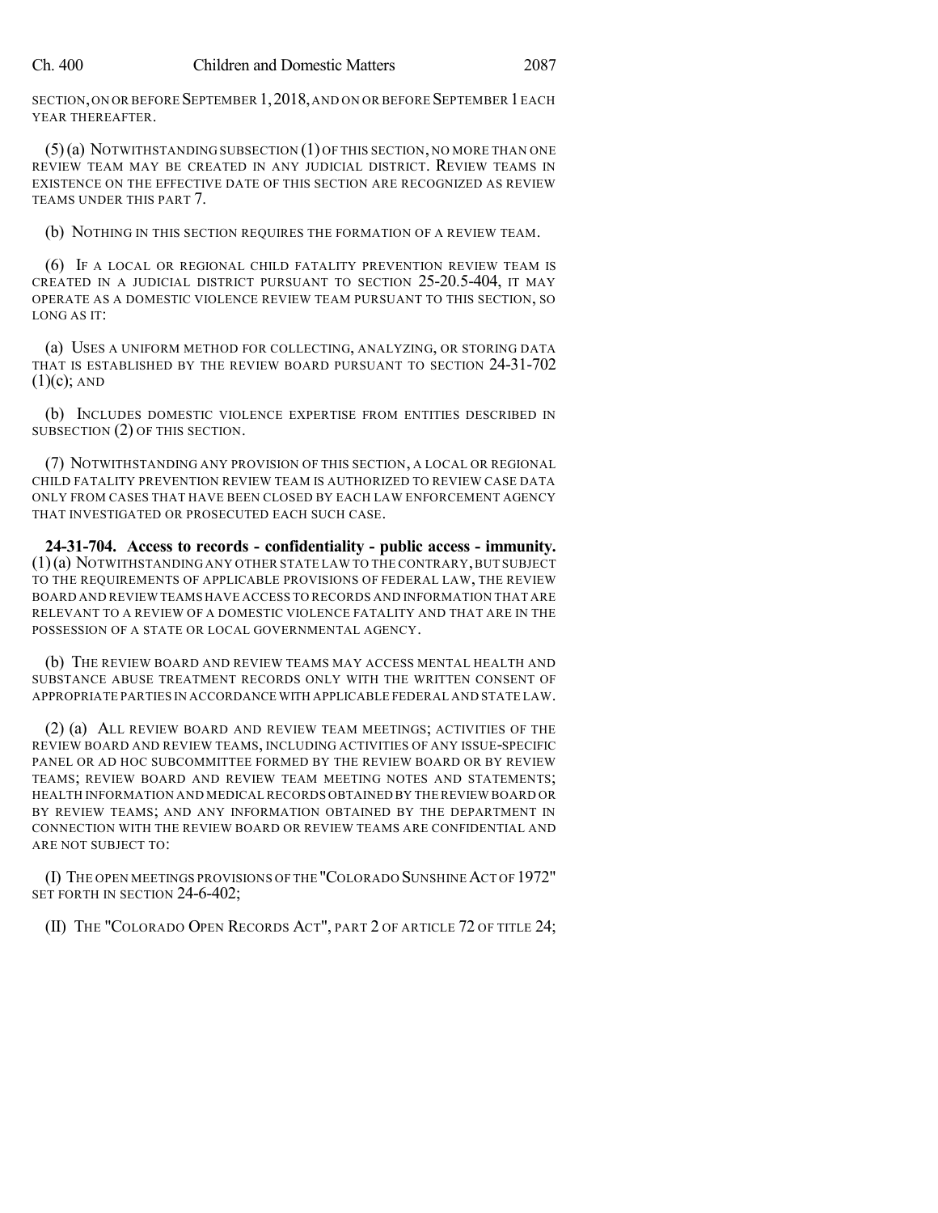SECTION, ON OR BEFORE SEPTEMBER 1, 2018, AND ON OR BEFORE SEPTEMBER 1 EACH YEAR THEREAFTER.

(5) (a) NOTWITHSTANDING SUBSECTION (1) OF THIS SECTION, NO MORE THAN ONE REVIEW TEAM MAY BE CREATED IN ANY JUDICIAL DISTRICT. REVIEW TEAMS IN EXISTENCE ON THE EFFECTIVE DATE OF THIS SECTION ARE RECOGNIZED AS REVIEW TEAMS UNDER THIS PART 7.

(b) NOTHING IN THIS SECTION REQUIRES THE FORMATION OF A REVIEW TEAM.

(6) IF A LOCAL OR REGIONAL CHILD FATALITY PREVENTION REVIEW TEAM IS CREATED IN A JUDICIAL DISTRICT PURSUANT TO SECTION 25-20.5-404, IT MAY OPERATE AS A DOMESTIC VIOLENCE REVIEW TEAM PURSUANT TO THIS SECTION, SO LONG AS IT:

(a) USES A UNIFORM METHOD FOR COLLECTING, ANALYZING, OR STORING DATA THAT IS ESTABLISHED BY THE REVIEW BOARD PURSUANT TO SECTION 24-31-702 (1)(c); AND

(b) INCLUDES DOMESTIC VIOLENCE EXPERTISE FROM ENTITIES DESCRIBED IN SUBSECTION (2) OF THIS SECTION.

(7) NOTWITHSTANDING ANY PROVISION OF THIS SECTION, A LOCAL OR REGIONAL CHILD FATALITY PREVENTION REVIEW TEAM IS AUTHORIZED TO REVIEW CASE DATA ONLY FROM CASES THAT HAVE BEEN CLOSED BY EACH LAW ENFORCEMENT AGENCY THAT INVESTIGATED OR PROSECUTED EACH SUCH CASE.

**24-31-704. Access to records - confidentiality - public access - immunity.** (1) (a) NOTWITHSTANDING ANY OTHER STATE LAW TO THE CONTRARY, BUT SUBJECT TO THE REQUIREMENTS OF APPLICABLE PROVISIONS OF FEDERAL LAW, THE REVIEW BOARD AND REVIEW TEAMS HAVE ACCESS TO RECORDS AND INFORMATION THAT ARE RELEVANT TO A REVIEW OF A DOMESTIC VIOLENCE FATALITY AND THAT ARE IN THE POSSESSION OF A STATE OR LOCAL GOVERNMENTAL AGENCY.

(b) THE REVIEW BOARD AND REVIEW TEAMS MAY ACCESS MENTAL HEALTH AND SUBSTANCE ABUSE TREATMENT RECORDS ONLY WITH THE WRITTEN CONSENT OF APPROPRIATE PARTIES IN ACCORDANCE WITH APPLICABLE FEDERAL AND STATE LAW.

(2) (a) ALL REVIEW BOARD AND REVIEW TEAM MEETINGS; ACTIVITIES OF THE REVIEW BOARD AND REVIEW TEAMS, INCLUDING ACTIVITIES OF ANY ISSUE-SPECIFIC PANEL OR AD HOC SUBCOMMITTEE FORMED BY THE REVIEW BOARD OR BY REVIEW TEAMS; REVIEW BOARD AND REVIEW TEAM MEETING NOTES AND STATEMENTS; HEALTH INFORMATION AND MEDICAL RECORDS OBTAINED BY THE REVIEW BOARD OR BY REVIEW TEAMS; AND ANY INFORMATION OBTAINED BY THE DEPARTMENT IN CONNECTION WITH THE REVIEW BOARD OR REVIEW TEAMS ARE CONFIDENTIAL AND ARE NOT SUBJECT TO:

(I) THE OPEN MEETINGS PROVISIONS OF THE "COLORADO SUNSHINE ACT OF 1972" SET FORTH IN SECTION 24-6-402;

(II) THE "COLORADO OPEN RECORDS ACT", PART 2 OF ARTICLE 72 OF TITLE 24;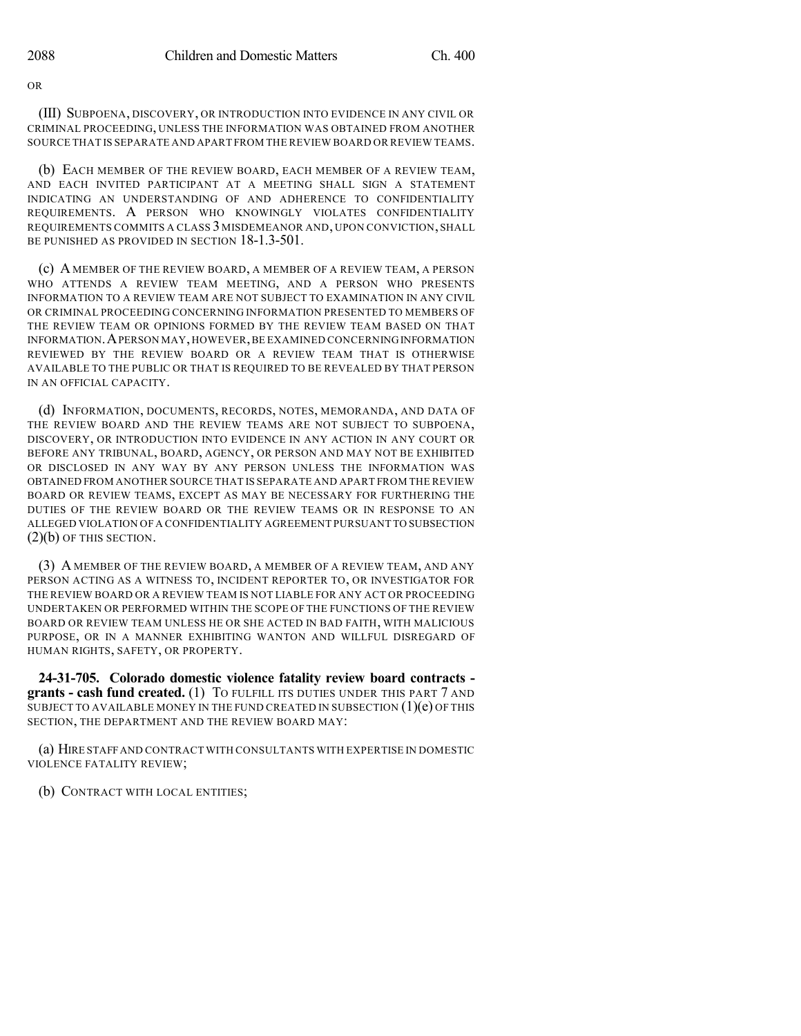OR

(III) SUBPOENA, DISCOVERY, OR INTRODUCTION INTO EVIDENCE IN ANY CIVIL OR CRIMINAL PROCEEDING, UNLESS THE INFORMATION WAS OBTAINED FROM ANOTHER SOURCE THAT IS SEPARATE AND APART FROM THE REVIEW BOARD OR REVIEW TEAMS.

(b) EACH MEMBER OF THE REVIEW BOARD, EACH MEMBER OF A REVIEW TEAM, AND EACH INVITED PARTICIPANT AT A MEETING SHALL SIGN A STATEMENT INDICATING AN UNDERSTANDING OF AND ADHERENCE TO CONFIDENTIALITY REQUIREMENTS. A PERSON WHO KNOWINGLY VIOLATES CONFIDENTIALITY REQUIREMENTS COMMITS A CLASS 3 MISDEMEANOR AND, UPON CONVICTION, SHALL BE PUNISHED AS PROVIDED IN SECTION 18-1.3-501.

(c) A MEMBER OF THE REVIEW BOARD, A MEMBER OF A REVIEW TEAM, A PERSON WHO ATTENDS A REVIEW TEAM MEETING, AND A PERSON WHO PRESENTS INFORMATION TO A REVIEW TEAM ARE NOT SUBJECT TO EXAMINATION IN ANY CIVIL OR CRIMINAL PROCEEDING CONCERNING INFORMATION PRESENTED TO MEMBERS OF THE REVIEW TEAM OR OPINIONS FORMED BY THE REVIEW TEAM BASED ON THAT INFORMATION. A PERSON MAY, HOWEVER, BE EXAMINED CONCERNING INFORMATION REVIEWED BY THE REVIEW BOARD OR A REVIEW TEAM THAT IS OTHERWISE AVAILABLE TO THE PUBLIC OR THAT IS REQUIRED TO BE REVEALED BY THAT PERSON IN AN OFFICIAL CAPACITY.

(d) INFORMATION, DOCUMENTS, RECORDS, NOTES, MEMORANDA, AND DATA OF THE REVIEW BOARD AND THE REVIEW TEAMS ARE NOT SUBJECT TO SUBPOENA, DISCOVERY, OR INTRODUCTION INTO EVIDENCE IN ANY ACTION IN ANY COURT OR BEFORE ANY TRIBUNAL, BOARD, AGENCY, OR PERSON AND MAY NOT BE EXHIBITED OR DISCLOSED IN ANY WAY BY ANY PERSON UNLESS THE INFORMATION WAS OBTAINED FROM ANOTHER SOURCE THAT IS SEPARATE AND APART FROM THE REVIEW BOARD OR REVIEW TEAMS, EXCEPT AS MAY BE NECESSARY FOR FURTHERING THE DUTIES OF THE REVIEW BOARD OR THE REVIEW TEAMS OR IN RESPONSE TO AN ALLEGED VIOLATION OF A CONFIDENTIALITY AGREEMENT PURSUANT TO SUBSECTION (2)(b) OF THIS SECTION.

(3) A MEMBER OF THE REVIEW BOARD, A MEMBER OF A REVIEW TEAM, AND ANY PERSON ACTING AS A WITNESS TO, INCIDENT REPORTER TO, OR INVESTIGATOR FOR THE REVIEW BOARD OR A REVIEW TEAM IS NOT LIABLE FOR ANY ACT OR PROCEEDING UNDERTAKEN OR PERFORMED WITHIN THE SCOPE OF THE FUNCTIONS OF THE REVIEW BOARD OR REVIEW TEAM UNLESS HE OR SHE ACTED IN BAD FAITH, WITH MALICIOUS PURPOSE, OR IN A MANNER EXHIBITING WANTON AND WILLFUL DISREGARD OF HUMAN RIGHTS, SAFETY, OR PROPERTY.

**24-31-705. Colorado domestic violence fatality review board contracts - grants - cash fund created.** (1) TO FULFILL ITS DUTIES UNDER THIS PART 7 AND SUBJECT TO AVAILABLE MONEY IN THE FUND CREATED IN SUBSECTION (1)(e) OF THIS SECTION, THE DEPARTMENT AND THE REVIEW BOARD MAY:

(a) HIRE STAFF AND CONTRACT WITH CONSULTANTS WITH EXPERTISE IN DOMESTIC VIOLENCE FATALITY REVIEW;

(b) CONTRACT WITH LOCAL ENTITIES;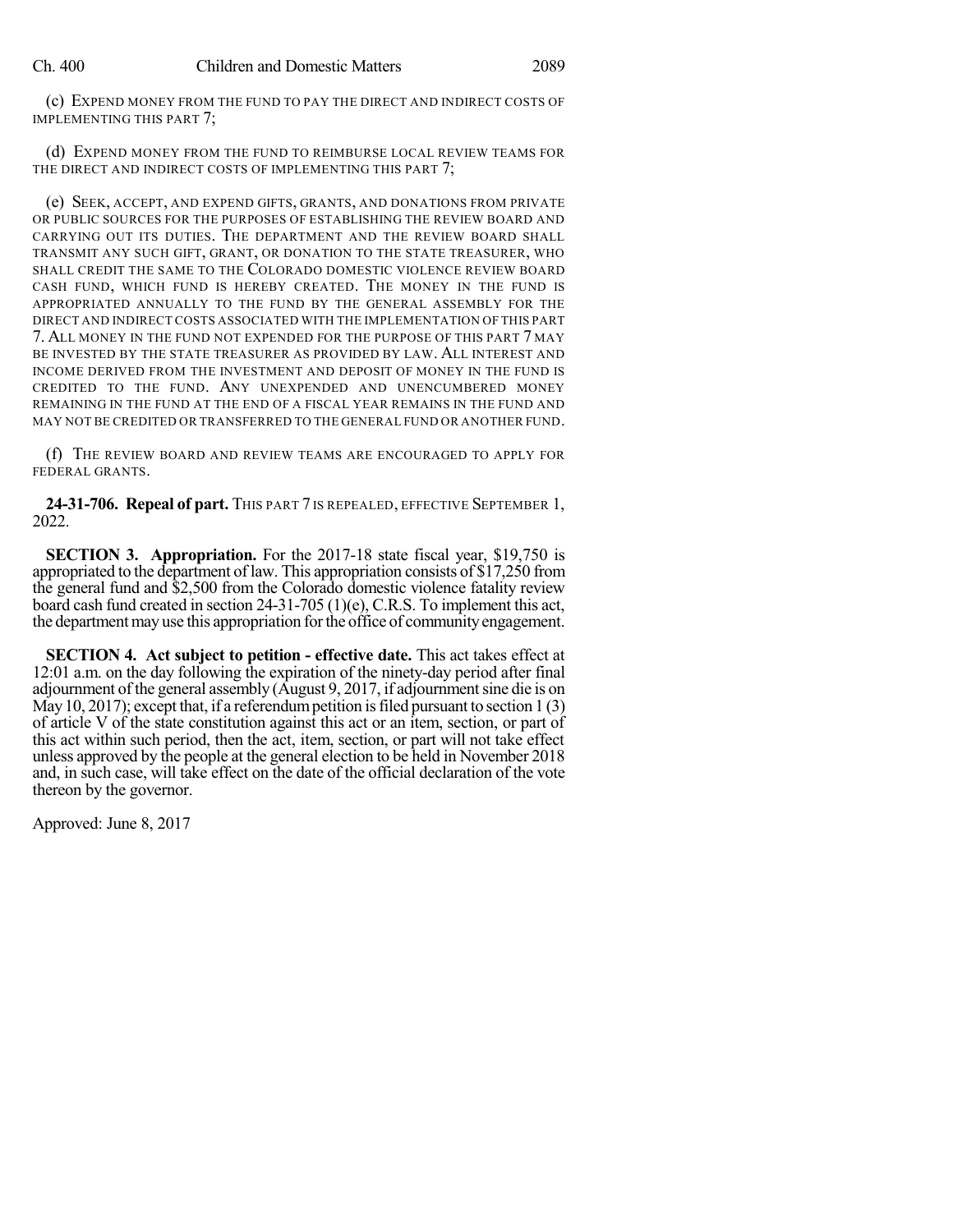(c) EXPEND MONEY FROM THE FUND TO PAY THE DIRECT AND INDIRECT COSTS OF IMPLEMENTING THIS PART 7;

(d) EXPEND MONEY FROM THE FUND TO REIMBURSE LOCAL REVIEW TEAMS FOR THE DIRECT AND INDIRECT COSTS OF IMPLEMENTING THIS PART 7;

(e) SEEK, ACCEPT, AND EXPEND GIFTS, GRANTS, AND DONATIONS FROM PRIVATE OR PUBLIC SOURCES FOR THE PURPOSES OF ESTABLISHING THE REVIEW BOARD AND CARRYING OUT ITS DUTIES. THE DEPARTMENT AND THE REVIEW BOARD SHALL TRANSMIT ANY SUCH GIFT, GRANT, OR DONATION TO THE STATE TREASURER, WHO SHALL CREDIT THE SAME TO THE COLORADO DOMESTIC VIOLENCE REVIEW BOARD CASH FUND, WHICH FUND IS HEREBY CREATED. THE MONEY IN THE FUND IS APPROPRIATED ANNUALLY TO THE FUND BY THE GENERAL ASSEMBLY FOR THE DIRECT AND INDIRECT COSTS ASSOCIATED WITH THE IMPLEMENTATION OF THIS PART 7. ALL MONEY IN THE FUND NOT EXPENDED FOR THE PURPOSE OF THIS PART 7 MAY BE INVESTED BY THE STATE TREASURER AS PROVIDED BY LAW. ALL INTEREST AND INCOME DERIVED FROM THE INVESTMENT AND DEPOSIT OF MONEY IN THE FUND IS CREDITED TO THE FUND. ANY UNEXPENDED AND UNENCUMBERED MONEY REMAINING IN THE FUND AT THE END OF A FISCAL YEAR REMAINS IN THE FUND AND MAY NOT BE CREDITED OR TRANSFERRED TO THE GENERAL FUND OR ANOTHER FUND.

(f) THE REVIEW BOARD AND REVIEW TEAMS ARE ENCOURAGED TO APPLY FOR FEDERAL GRANTS.

**24-31-706. Repeal of part.** THIS PART 7 IS REPEALED, EFFECTIVE SEPTEMBER 1, 2022.

**SECTION 3. Appropriation.** For the 2017-18 state fiscal year, $19,750 is appropriated to the department of law. This appropriation consists of $17,250 from the general fund and $2,500 from the Colorado domestic violence fatality review board cash fund created in section 24-31-705 (1)(e), C.R.S. To implement this act, the department may use this appropriation for the office of community engagement.

**SECTION 4. Act subject to petition - effective date.** This act takes effect at 12:01 a.m. on the day following the expiration of the ninety-day period after final adjournment of the general assembly (August 9, 2017, if adjournment sine die is on May 10, 2017); except that, if a referendum petition is filed pursuant to section 1 (3) of article V of the state constitution against this act or an item, section, or part of this act within such period, then the act, item, section, or part will not take effect unless approved by the people at the general election to be held in November 2018 and, in such case, will take effect on the date of the official declaration of the vote thereon by the governor.

Approved: June 8, 2017